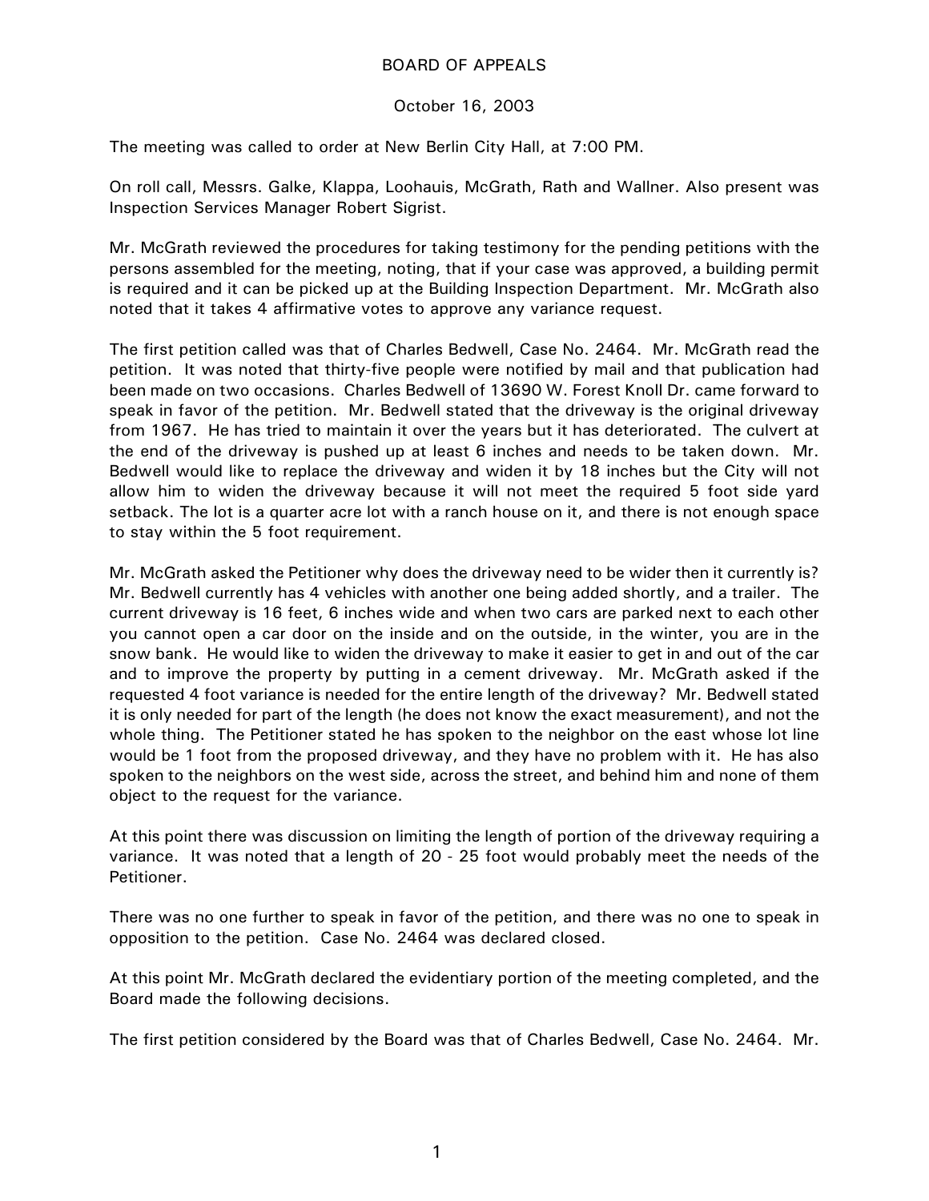# BOARD OF APPEALS

October 16, 2003

The meeting was called to order at New Berlin City Hall, at 7:00 PM.

On roll call, Messrs. Galke, Klappa, Loohauis, McGrath, Rath and Wallner. Also present was Inspection Services Manager Robert Sigrist.

Mr. McGrath reviewed the procedures for taking testimony for the pending petitions with the persons assembled for the meeting, noting, that if your case was approved, a building permit is required and it can be picked up at the Building Inspection Department. Mr. McGrath also noted that it takes 4 affirmative votes to approve any variance request.

The first petition called was that of Charles Bedwell, Case No. 2464. Mr. McGrath read the petition. It was noted that thirty-five people were notified by mail and that publication had been made on two occasions. Charles Bedwell of 13690 W. Forest Knoll Dr. came forward to speak in favor of the petition. Mr. Bedwell stated that the driveway is the original driveway from 1967. He has tried to maintain it over the years but it has deteriorated. The culvert at the end of the driveway is pushed up at least 6 inches and needs to be taken down. Mr. Bedwell would like to replace the driveway and widen it by 18 inches but the City will not allow him to widen the driveway because it will not meet the required 5 foot side yard setback. The lot is a quarter acre lot with a ranch house on it, and there is not enough space to stay within the 5 foot requirement.

Mr. McGrath asked the Petitioner why does the driveway need to be wider then it currently is? Mr. Bedwell currently has 4 vehicles with another one being added shortly, and a trailer. The current driveway is 16 feet, 6 inches wide and when two cars are parked next to each other you cannot open a car door on the inside and on the outside, in the winter, you are in the snow bank. He would like to widen the driveway to make it easier to get in and out of the car and to improve the property by putting in a cement driveway. Mr. McGrath asked if the requested 4 foot variance is needed for the entire length of the driveway? Mr. Bedwell stated it is only needed for part of the length (he does not know the exact measurement), and not the whole thing. The Petitioner stated he has spoken to the neighbor on the east whose lot line would be 1 foot from the proposed driveway, and they have no problem with it. He has also spoken to the neighbors on the west side, across the street, and behind him and none of them object to the request for the variance.

At this point there was discussion on limiting the length of portion of the driveway requiring a variance. It was noted that a length of 20 - 25 foot would probably meet the needs of the Petitioner.

There was no one further to speak in favor of the petition, and there was no one to speak in opposition to the petition. Case No. 2464 was declared closed.

At this point Mr. McGrath declared the evidentiary portion of the meeting completed, and the Board made the following decisions.

The first petition considered by the Board was that of Charles Bedwell, Case No. 2464. Mr.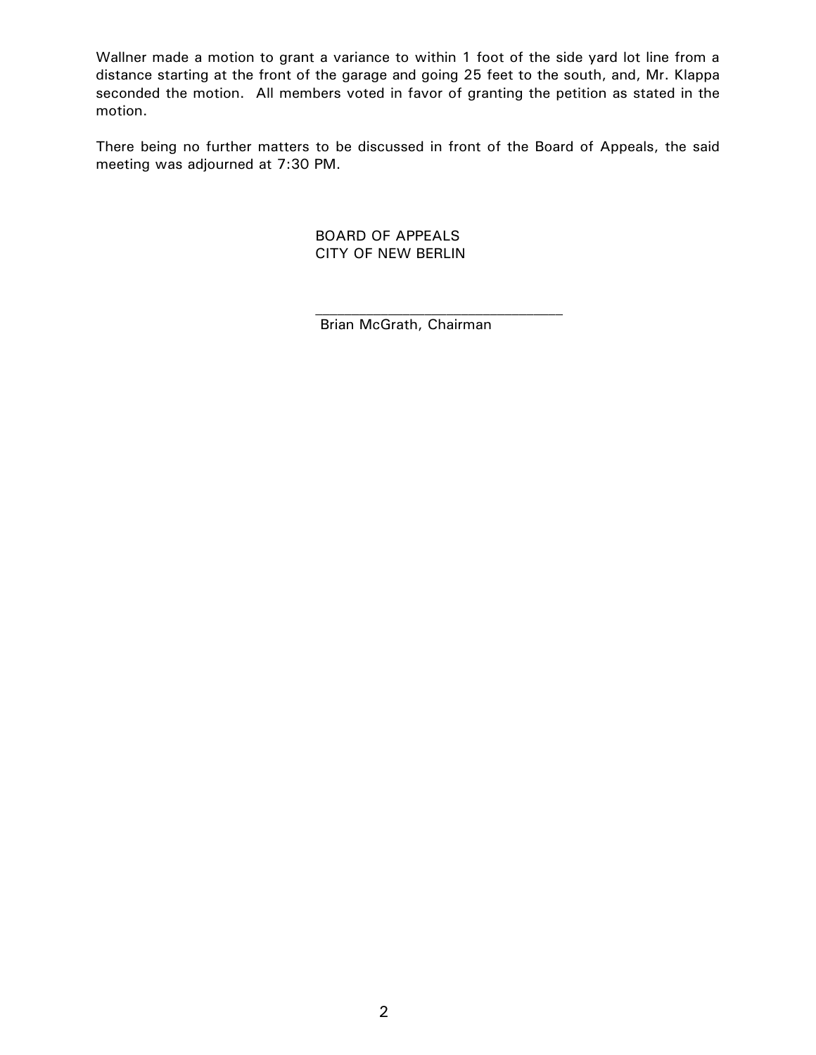Wallner made a motion to grant a variance to within 1 foot of the side yard lot line from a distance starting at the front of the garage and going 25 feet to the south, and, Mr. Klappa seconded the motion. All members voted in favor of granting the petition as stated in the motion.

There being no further matters to be discussed in front of the Board of Appeals, the said meeting was adjourned at 7:30 PM.

BOARD OF APPEALS
CITY OF NEW BERLIN

_______________________________
Brian McGrath, Chairman